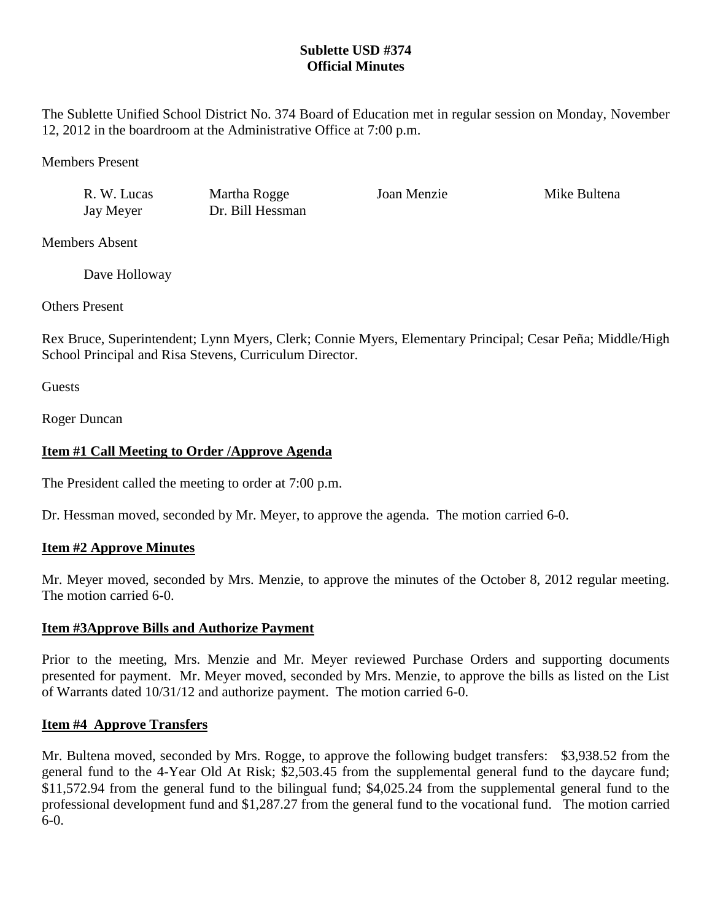# Sublette USD #374
## Official Minutes

The Sublette Unified School District No. 374 Board of Education met in regular session on Monday, November 12, 2012 in the boardroom at the Administrative Office at 7:00 p.m.

Members Present

| | | | |
|---|---|---|---|
| R. W. Lucas | Martha Rogge | Joan Menzie | Mike Bultena |
| Jay Meyer | Dr. Bill Hessman | | |

Members Absent

Dave Holloway

Others Present

Rex Bruce, Superintendent; Lynn Myers, Clerk; Connie Myers, Elementary Principal; Cesar Peña; Middle/High School Principal and Risa Stevens, Curriculum Director.

Guests

Roger Duncan

**Item #1 Call Meeting to Order /Approve Agenda**

The President called the meeting to order at 7:00 p.m.

Dr. Hessman moved, seconded by Mr. Meyer, to approve the agenda. The motion carried 6-0.

**Item #2 Approve Minutes**

Mr. Meyer moved, seconded by Mrs. Menzie, to approve the minutes of the October 8, 2012 regular meeting. The motion carried 6-0.

**Item #3Approve Bills and Authorize Payment**

Prior to the meeting, Mrs. Menzie and Mr. Meyer reviewed Purchase Orders and supporting documents presented for payment. Mr. Meyer moved, seconded by Mrs. Menzie, to approve the bills as listed on the List of Warrants dated 10/31/12 and authorize payment. The motion carried 6-0.

**Item #4 Approve Transfers**

Mr. Bultena moved, seconded by Mrs. Rogge, to approve the following budget transfers: $3,938.52 from the general fund to the 4-Year Old At Risk; $2,503.45 from the supplemental general fund to the daycare fund; $11,572.94 from the general fund to the bilingual fund; $4,025.24 from the supplemental general fund to the professional development fund and $1,287.27 from the general fund to the vocational fund. The motion carried 6-0.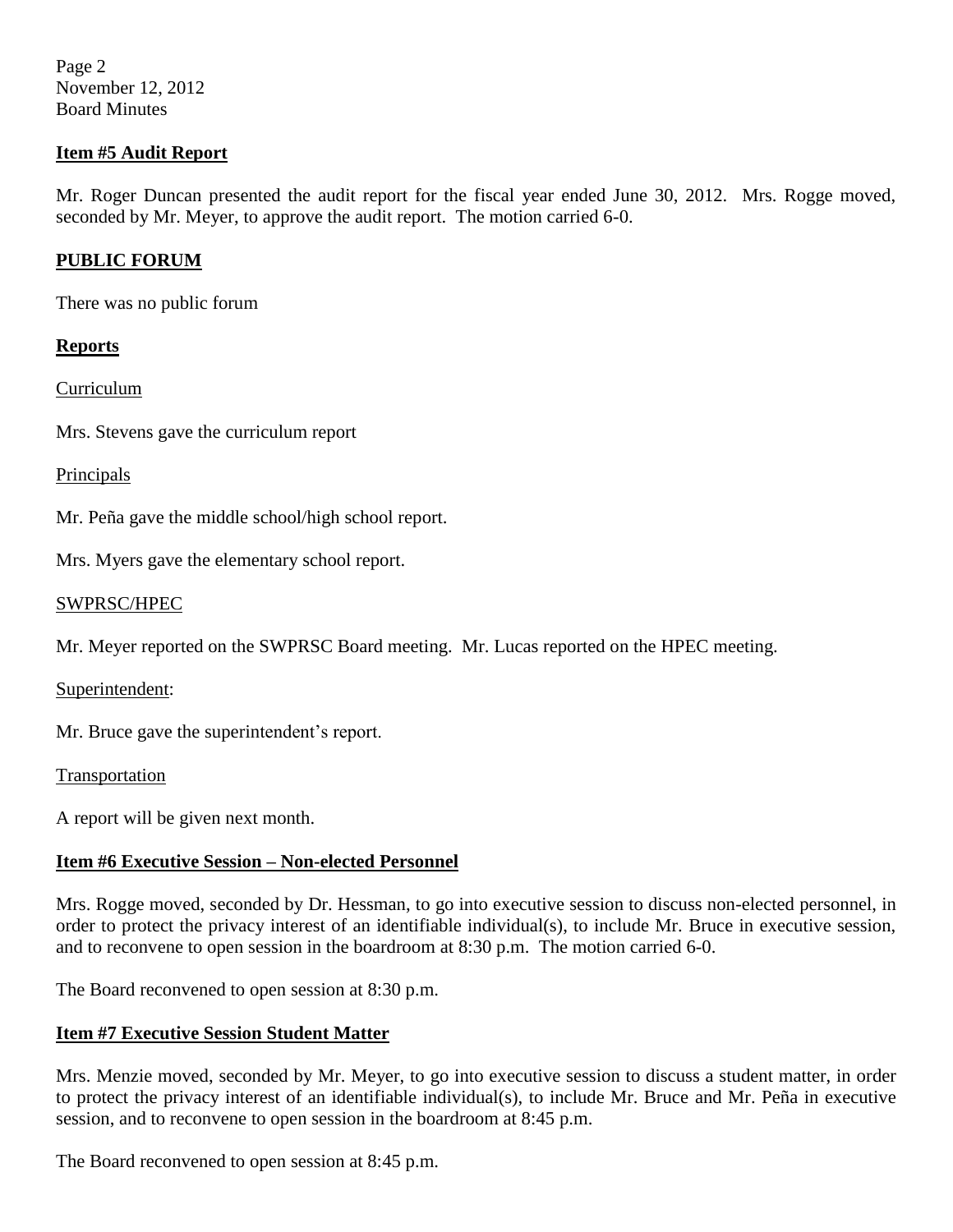**Item #5 Audit Report**

Mr. Roger Duncan presented the audit report for the fiscal year ended June 30, 2012. Mrs. Rogge moved, seconded by Mr. Meyer, to approve the audit report. The motion carried 6-0.

**PUBLIC FORUM**

There was no public forum

**Reports**

Curriculum

Mrs. Stevens gave the curriculum report

Principals

Mr. Peña gave the middle school/high school report.

Mrs. Myers gave the elementary school report.

SWPRSC/HPEC

Mr. Meyer reported on the SWPRSC Board meeting. Mr. Lucas reported on the HPEC meeting.

Superintendent:

Mr. Bruce gave the superintendent's report.

Transportation

A report will be given next month.

**Item #6 Executive Session – Non-elected Personnel**

Mrs. Rogge moved, seconded by Dr. Hessman, to go into executive session to discuss non-elected personnel, in order to protect the privacy interest of an identifiable individual(s), to include Mr. Bruce in executive session, and to reconvene to open session in the boardroom at 8:30 p.m. The motion carried 6-0.

The Board reconvened to open session at 8:30 p.m.

**Item #7 Executive Session Student Matter**

Mrs. Menzie moved, seconded by Mr. Meyer, to go into executive session to discuss a student matter, in order to protect the privacy interest of an identifiable individual(s), to include Mr. Bruce and Mr. Peña in executive session, and to reconvene to open session in the boardroom at 8:45 p.m.

The Board reconvened to open session at 8:45 p.m.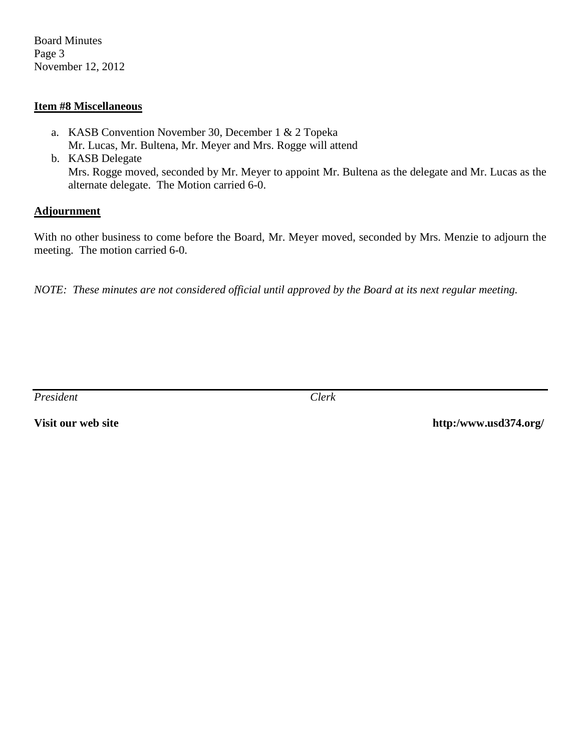**Item #8 Miscellaneous**

a. KASB Convention November 30, December 1 & 2 Topeka
   Mr. Lucas, Mr. Bultena, Mr. Meyer and Mrs. Rogge will attend
b. KASB Delegate
   Mrs. Rogge moved, seconded by Mr. Meyer to appoint Mr. Bultena as the delegate and Mr. Lucas as the alternate delegate. The Motion carried 6-0.

**Adjournment**

With no other business to come before the Board, Mr. Meyer moved, seconded by Mrs. Menzie to adjourn the meeting. The motion carried 6-0.

*NOTE: These minutes are not considered official until approved by the Board at its next regular meeting.*

*President* *Clerk*

**Visit our web site** **http:/www.usd374.org/**